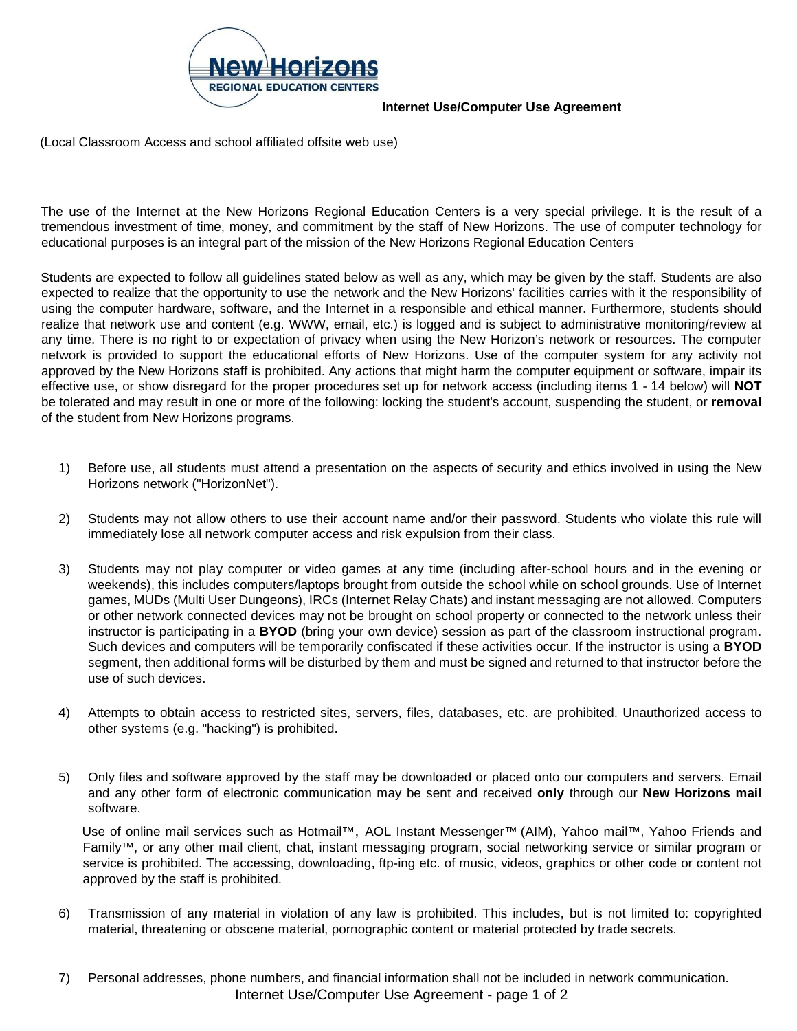New Horizons REGIONAL EDUCATION CENTERS

# Internet Use/Computer Use Agreement

(Local Classroom Access and school affiliated offsite web use)

The use of the Internet at the New Horizons Regional Education Centers is a very special privilege. It is the result of a tremendous investment of time, money, and commitment by the staff of New Horizons. The use of computer technology for educational purposes is an integral part of the mission of the New Horizons Regional Education Centers

Students are expected to follow all guidelines stated below as well as any, which may be given by the staff. Students are also expected to realize that the opportunity to use the network and the New Horizons' facilities carries with it the responsibility of using the computer hardware, software, and the Internet in a responsible and ethical manner. Furthermore, students should realize that network use and content (e.g. WWW, email, etc.) is logged and is subject to administrative monitoring/review at any time. There is no right to or expectation of privacy when using the New Horizon's network or resources. The computer network is provided to support the educational efforts of New Horizons. Use of the computer system for any activity not approved by the New Horizons staff is prohibited. Any actions that might harm the computer equipment or software, impair its effective use, or show disregard for the proper procedures set up for network access (including items 1 - 14 below) will **NOT** be tolerated and may result in one or more of the following: locking the student's account, suspending the student, or **removal** of the student from New Horizons programs.

1) Before use, all students must attend a presentation on the aspects of security and ethics involved in using the New Horizons network ("HorizonNet").

2) Students may not allow others to use their account name and/or their password. Students who violate this rule will immediately lose all network computer access and risk expulsion from their class.

3) Students may not play computer or video games at any time (including after-school hours and in the evening or weekends), this includes computers/laptops brought from outside the school while on school grounds. Use of Internet games, MUDs (Multi User Dungeons), IRCs (Internet Relay Chats) and instant messaging are not allowed. Computers or other network connected devices may not be brought on school property or connected to the network unless their instructor is participating in a **BYOD** (bring your own device) session as part of the classroom instructional program. Such devices and computers will be temporarily confiscated if these activities occur. If the instructor is using a **BYOD** segment, then additional forms will be disturbed by them and must be signed and returned to that instructor before the use of such devices.

4) Attempts to obtain access to restricted sites, servers, files, databases, etc. are prohibited. Unauthorized access to other systems (e.g. "hacking") is prohibited.

5) Only files and software approved by the staff may be downloaded or placed onto our computers and servers. Email and any other form of electronic communication may be sent and received **only** through our **New Horizons mail** software.

   Use of online mail services such as Hotmail™, AOL Instant Messenger™ (AIM), Yahoo mail™, Yahoo Friends and Family™, or any other mail client, chat, instant messaging program, social networking service or similar program or service is prohibited. The accessing, downloading, ftp-ing etc. of music, videos, graphics or other code or content not approved by the staff is prohibited.

6) Transmission of any material in violation of any law is prohibited. This includes, but is not limited to: copyrighted material, threatening or obscene material, pornographic content or material protected by trade secrets.

7) Personal addresses, phone numbers, and financial information shall not be included in network communication.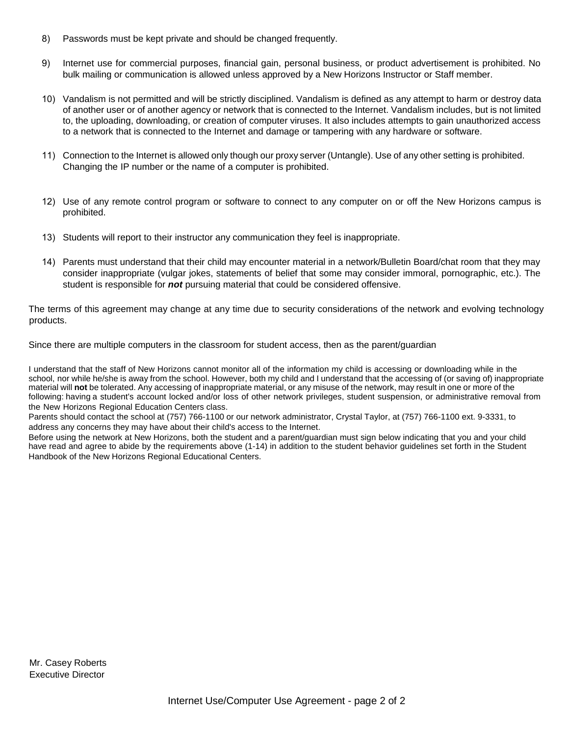8) Passwords must be kept private and should be changed frequently.

9) Internet use for commercial purposes, financial gain, personal business, or product advertisement is prohibited. No bulk mailing or communication is allowed unless approved by a New Horizons Instructor or Staff member.

10) Vandalism is not permitted and will be strictly disciplined. Vandalism is defined as any attempt to harm or destroy data of another user or of another agency or network that is connected to the Internet. Vandalism includes, but is not limited to, the uploading, downloading, or creation of computer viruses. It also includes attempts to gain unauthorized access to a network that is connected to the Internet and damage or tampering with any hardware or software.

11) Connection to the Internet is allowed only though our proxy server (Untangle). Use of any other setting is prohibited. Changing the IP number or the name of a computer is prohibited.

12) Use of any remote control program or software to connect to any computer on or off the New Horizons campus is prohibited.

13) Students will report to their instructor any communication they feel is inappropriate.

14) Parents must understand that their child may encounter material in a network/Bulletin Board/chat room that they may consider inappropriate (vulgar jokes, statements of belief that some may consider immoral, pornographic, etc.). The student is responsible for ***not*** pursuing material that could be considered offensive.

The terms of this agreement may change at any time due to security considerations of the network and evolving technology products.

Since there are multiple computers in the classroom for student access, then as the parent/guardian

I understand that the staff of New Horizons cannot monitor all of the information my child is accessing or downloading while in the school, nor while he/she is away from the school. However, both my child and I understand that the accessing of (or saving of) inappropriate material will **not** be tolerated. Any accessing of inappropriate material, or any misuse of the network, may result in one or more of the following: having a student's account locked and/or loss of other network privileges, student suspension, or administrative removal from the New Horizons Regional Education Centers class.

Parents should contact the school at (757) 766-1100 or our network administrator, Crystal Taylor, at (757) 766-1100 ext. 9-3331, to address any concerns they may have about their child's access to the Internet.

Before using the network at New Horizons, both the student and a parent/guardian must sign below indicating that you and your child have read and agree to abide by the requirements above (1-14) in addition to the student behavior guidelines set forth in the Student Handbook of the New Horizons Regional Educational Centers.

Mr. Casey Roberts
Executive Director